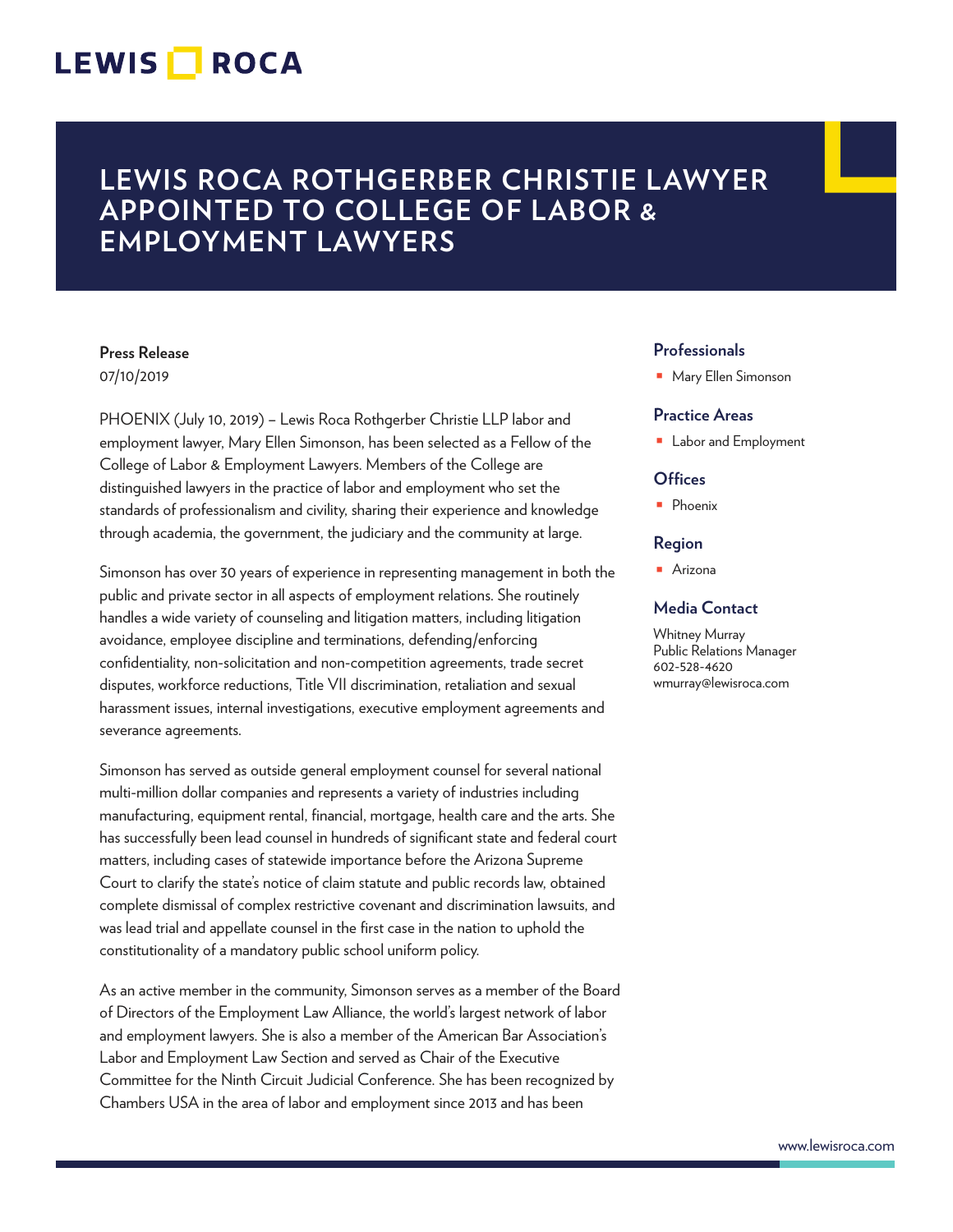# LEWIS ROCA ROTHGERBER CHRISTIE LAWYER APPOINTED TO COLLEGE OF LABOR & EMPLOYMENT LAWYERS

**Press Release**

07/10/2019

PHOENIX (July 10, 2019) – Lewis Roca Rothgerber Christie LLP labor and employment lawyer, Mary Ellen Simonson, has been selected as a Fellow of the College of Labor & Employment Lawyers. Members of the College are distinguished lawyers in the practice of labor and employment who set the standards of professionalism and civility, sharing their experience and knowledge through academia, the government, the judiciary and the community at large.

Simonson has over 30 years of experience in representing management in both the public and private sector in all aspects of employment relations. She routinely handles a wide variety of counseling and litigation matters, including litigation avoidance, employee discipline and terminations, defending/enforcing confidentiality, non-solicitation and non-competition agreements, trade secret disputes, workforce reductions, Title VII discrimination, retaliation and sexual harassment issues, internal investigations, executive employment agreements and severance agreements.

Simonson has served as outside general employment counsel for several national multi-million dollar companies and represents a variety of industries including manufacturing, equipment rental, financial, mortgage, health care and the arts. She has successfully been lead counsel in hundreds of significant state and federal court matters, including cases of statewide importance before the Arizona Supreme Court to clarify the state's notice of claim statute and public records law, obtained complete dismissal of complex restrictive covenant and discrimination lawsuits, and was lead trial and appellate counsel in the first case in the nation to uphold the constitutionality of a mandatory public school uniform policy.

As an active member in the community, Simonson serves as a member of the Board of Directors of the Employment Law Alliance, the world's largest network of labor and employment lawyers. She is also a member of the American Bar Association's Labor and Employment Law Section and served as Chair of the Executive Committee for the Ninth Circuit Judicial Conference. She has been recognized by Chambers USA in the area of labor and employment since 2013 and has been

### Professionals

- Mary Ellen Simonson

### Practice Areas

- Labor and Employment

### Offices

- Phoenix

### Region

- Arizona

### Media Contact

Whitney Murray
Public Relations Manager
602-528-4620
wmurray@lewisroca.com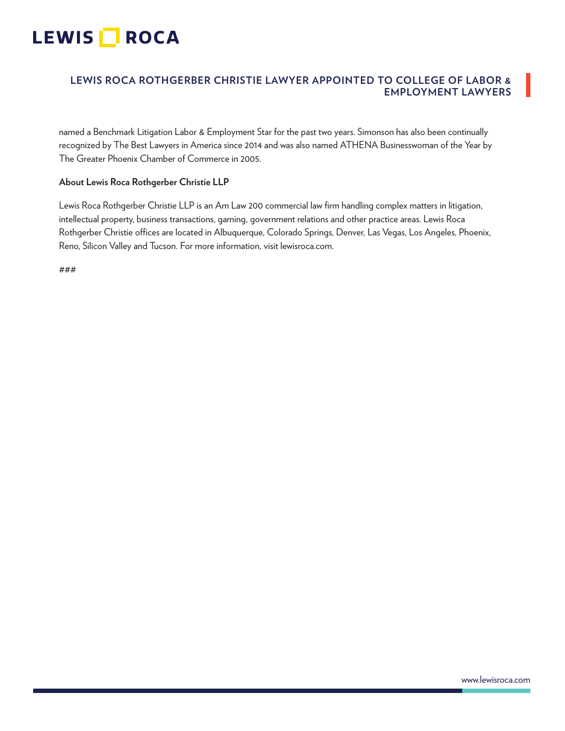named a Benchmark Litigation Labor & Employment Star for the past two years. Simonson has also been continually recognized by The Best Lawyers in America since 2014 and was also named ATHENA Businesswoman of the Year by The Greater Phoenix Chamber of Commerce in 2005.

**About Lewis Roca Rothgerber Christie LLP**

Lewis Roca Rothgerber Christie LLP is an Am Law 200 commercial law firm handling complex matters in litigation, intellectual property, business transactions, gaming, government relations and other practice areas. Lewis Roca Rothgerber Christie offices are located in Albuquerque, Colorado Springs, Denver, Las Vegas, Los Angeles, Phoenix, Reno, Silicon Valley and Tucson. For more information, visit lewisroca.com.

###